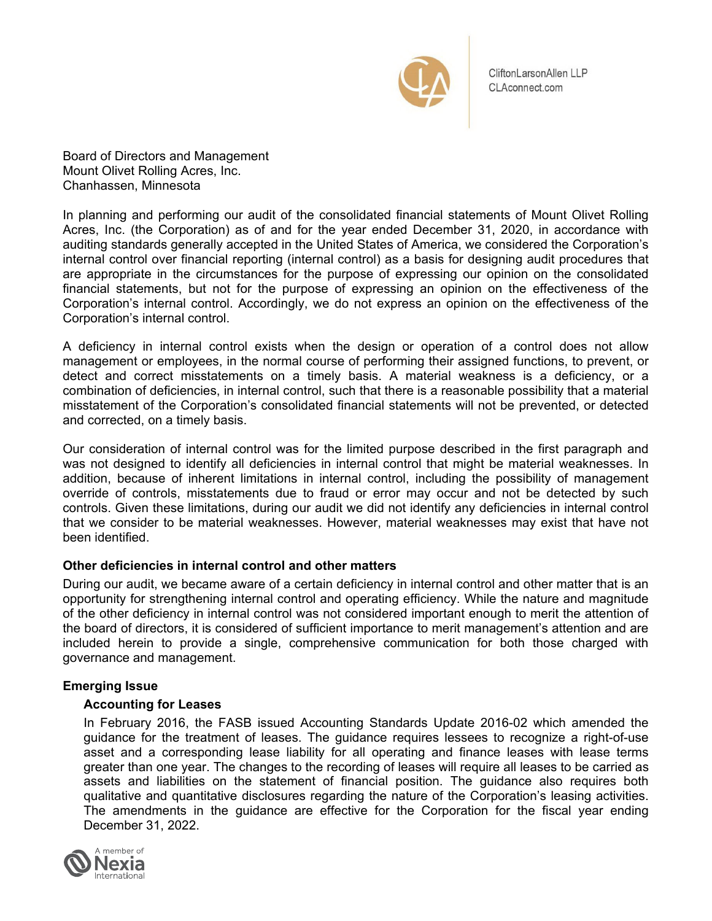CliftonLarsonAllen LLP
CLAconnect.com

Board of Directors and Management
Mount Olivet Rolling Acres, Inc.
Chanhassen, Minnesota

In planning and performing our audit of the consolidated financial statements of Mount Olivet Rolling Acres, Inc. (the Corporation) as of and for the year ended December 31, 2020, in accordance with auditing standards generally accepted in the United States of America, we considered the Corporation's internal control over financial reporting (internal control) as a basis for designing audit procedures that are appropriate in the circumstances for the purpose of expressing our opinion on the consolidated financial statements, but not for the purpose of expressing an opinion on the effectiveness of the Corporation's internal control. Accordingly, we do not express an opinion on the effectiveness of the Corporation's internal control.

A deficiency in internal control exists when the design or operation of a control does not allow management or employees, in the normal course of performing their assigned functions, to prevent, or detect and correct misstatements on a timely basis. A material weakness is a deficiency, or a combination of deficiencies, in internal control, such that there is a reasonable possibility that a material misstatement of the Corporation's consolidated financial statements will not be prevented, or detected and corrected, on a timely basis.

Our consideration of internal control was for the limited purpose described in the first paragraph and was not designed to identify all deficiencies in internal control that might be material weaknesses. In addition, because of inherent limitations in internal control, including the possibility of management override of controls, misstatements due to fraud or error may occur and not be detected by such controls. Given these limitations, during our audit we did not identify any deficiencies in internal control that we consider to be material weaknesses. However, material weaknesses may exist that have not been identified.

### Other deficiencies in internal control and other matters

During our audit, we became aware of a certain deficiency in internal control and other matter that is an opportunity for strengthening internal control and operating efficiency. While the nature and magnitude of the other deficiency in internal control was not considered important enough to merit the attention of the board of directors, it is considered of sufficient importance to merit management's attention and are included herein to provide a single, comprehensive communication for both those charged with governance and management.

### Emerging Issue

#### Accounting for Leases

In February 2016, the FASB issued Accounting Standards Update 2016-02 which amended the guidance for the treatment of leases. The guidance requires lessees to recognize a right-of-use asset and a corresponding lease liability for all operating and finance leases with lease terms greater than one year. The changes to the recording of leases will require all leases to be carried as assets and liabilities on the statement of financial position. The guidance also requires both qualitative and quantitative disclosures regarding the nature of the Corporation's leasing activities. The amendments in the guidance are effective for the Corporation for the fiscal year ending December 31, 2022.

A member of Nexia International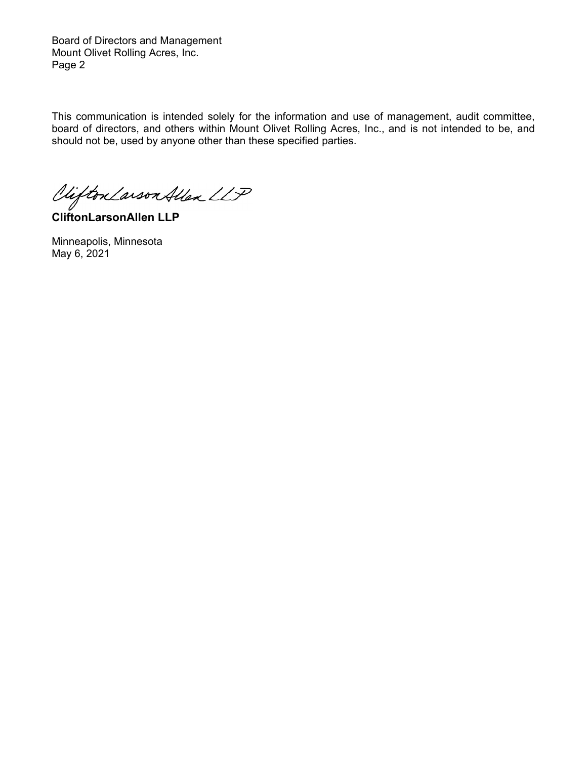This communication is intended solely for the information and use of management, audit committee, board of directors, and others within Mount Olivet Rolling Acres, Inc., and is not intended to be, and should not be, used by anyone other than these specified parties.

CliftonLarsonAllen LLP

**CliftonLarsonAllen LLP**

Minneapolis, Minnesota
May 6, 2021